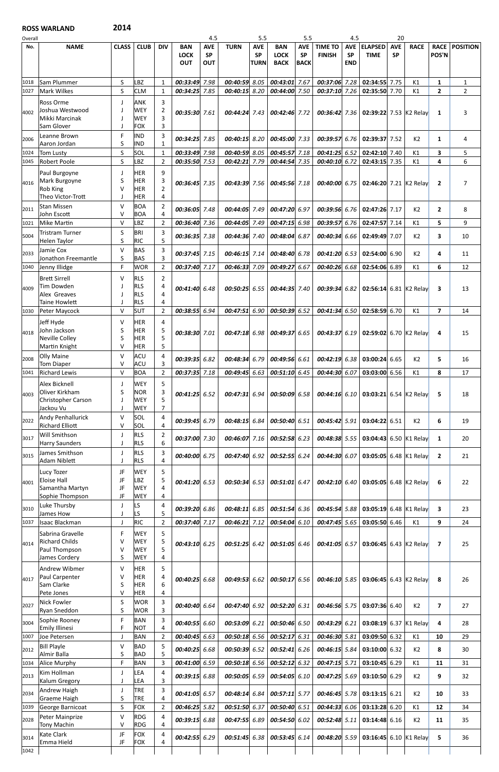**ROSS WARLAND** **2014**

Overall

| No. | NAME | CLASS | CLUB | DIV | BAN LOCK OUT | AVE SP OUT (4.5) | TURN | AVE SP TURN (5.5) | BAN LOCK BACK | AVE SP BACK (5.5) | TIME TO FINISH | AVE SP END (4.5) | ELAPSED TIME | AVE SP (20) | RACE | RACE POS'N | POSITION |
|---|---|---|---|---|---|---|---|---|---|---|---|---|---|---|---|---|---|
| 1018 | Sam Plummer | S | LBZ | 1 | 00:33:49 | 7.98 | 00:40:59 | 8.05 | 00:43:01 | 7.67 | 00:37:06 | 7.28 | 02:34:55 | 7.75 | K1 | 1 | 1 |
| 1027 | Mark Wilkes | S | CLM | 1 | 00:34:25 | 7.85 | 00:40:15 | 8.20 | 00:44:00 | 7.50 | 00:37:10 | 7.26 | 02:35:50 | 7.70 | K1 | 2 | 2 |
| 4002 | Ross Orme<br>Joshua Westwood<br>Mikki Marcinak<br>Sam Glover | J<br>J<br>J<br>J | ANK<br>WEY<br>WEY<br>FOX | 3<br>2<br>3<br>3 | 00:35:30 | 7.61 | 00:44:24 | 7.43 | 00:42:46 | 7.72 | 00:36:42 | 7.36 | 02:39:22 | 7.53 | K2 Relay | 1 | 3 |
| 2006 | Leanne Brown<br>Aaron Jordan | F<br>S | IND<br>IND | 3<br>1 | 00:34:25 | 7.85 | 00:40:15 | 8.20 | 00:45:00 | 7.33 | 00:39:57 | 6.76 | 02:39:37 | 7.52 | K2 | 1 | 4 |
| 1024 | Tom Lusty | S | SOL | 1 | 00:33:49 | 7.98 | 00:40:59 | 8.05 | 00:45:57 | 7.18 | 00:41:25 | 6.52 | 02:42:10 | 7.40 | K1 | 3 | 5 |
| 1045 | Robert Poole | S | LBZ | 2 | 00:35:50 | 7.53 | 00:42:21 | 7.79 | 00:44:54 | 7.35 | 00:40:10 | 6.72 | 02:43:15 | 7.35 | K1 | 4 | 6 |
| 4016 | Paul Burgoyne<br>Mark Burgoyne<br>Rob King<br>Theo Victor-Trott | J<br>S<br>V<br>J | HER<br>HER<br>HER<br>HER | 9<br>3<br>2<br>4 | 00:36:45 | 7.35 | 00:43:39 | 7.56 | 00:45:56 | 7.18 | 00:40:00 | 6.75 | 02:46:20 | 7.21 | K2 Relay | 2 | 7 |
| 2011 | Stan Missen<br>John Escott | V<br>V | BOA<br>BOA | 2<br>4 | 00:36:05 | 7.48 | 00:44:05 | 7.49 | 00:47:20 | 6.97 | 00:39:56 | 6.76 | 02:47:26 | 7.17 | K2 | 2 | 8 |
| 1021 | Mike Martin | V | LBZ | 2 | 00:36:40 | 7.36 | 00:44:05 | 7.49 | 00:47:15 | 6.98 | 00:39:57 | 6.76 | 02:47:57 | 7.14 | K1 | 5 | 9 |
| 5004 | Tristram Turner<br>Helen Taylor | S<br>S | BRI<br>RIC | 3<br>5 | 00:36:35 | 7.38 | 00:44:36 | 7.40 | 00:48:04 | 6.87 | 00:40:34 | 6.66 | 02:49:49 | 7.07 | K2 | 3 | 10 |
| 2033 | Jamie Cox<br>Jonathon Freemantle | V<br>S | BAS<br>BAS | 3<br>3 | 00:37:45 | 7.15 | 00:46:15 | 7.14 | 00:48:40 | 6.78 | 00:41:20 | 6.53 | 02:54:00 | 6.90 | K2 | 4 | 11 |
| 1040 | Jenny Illidge | F | WOR | 2 | 00:37:40 | 7.17 | 00:46:33 | 7.09 | 00:49:27 | 6.67 | 00:40:26 | 6.68 | 02:54:06 | 6.89 | K1 | 6 | 12 |
| 4009 | Brett Sirrell<br>Tim Dowden<br>Alex Greaves<br>Taine Howlett | V<br>J<br>J<br>J | RLS<br>RLS<br>RLS<br>RLS | 2<br>4<br>4<br>4 | 00:41:40 | 6.48 | 00:50:25 | 6.55 | 00:44:35 | 7.40 | 00:39:34 | 6.82 | 02:56:14 | 6.81 | K2 Relay | 3 | 13 |
| 1030 | Peter Maycock | V | SUT | 2 | 00:38:55 | 6.94 | 00:47:51 | 6.90 | 00:50:39 | 6.52 | 00:41:34 | 6.50 | 02:58:59 | 6.70 | K1 | 7 | 14 |
| 4018 | Jeff Hyde<br>John Jackson<br>Neville Colley<br>Martin Knight | V<br>S<br>S<br>V | HER<br>HER<br>HER<br>HER | 4<br>5<br>5<br>5 | 00:38:30 | 7.01 | 00:47:18 | 6.98 | 00:49:37 | 6.65 | 00:43:37 | 6.19 | 02:59:02 | 6.70 | K2 Relay | 4 | 15 |
| 2008 | Olly Maine<br>Tom Diaper | V<br>V | ACU<br>ACU | 4<br>3 | 00:39:35 | 6.82 | 00:48:34 | 6.79 | 00:49:56 | 6.61 | 00:42:19 | 6.38 | 03:00:24 | 6.65 | K2 | 5 | 16 |
| 1041 | Richard Lewis | V | BOA | 2 | 00:37:35 | 7.18 | 00:49:45 | 6.63 | 00:51:10 | 6.45 | 00:44:30 | 6.07 | 03:03:00 | 6.56 | K1 | 8 | 17 |
| 4003 | Alex Bicknell<br>Oliver Kirkham<br>Christopher Carson<br>Jackou Vu | J<br>S<br>J<br>J | WEY<br>NOR<br>WEY<br>WEY | 5<br>3<br>5<br>7 | 00:41:25 | 6.52 | 00:47:31 | 6.94 | 00:50:09 | 6.58 | 00:44:16 | 6.10 | 03:03:21 | 6.54 | K2 Relay | 5 | 18 |
| 2022 | Andy Penhallurick<br>Richard Elliott | V<br>V | SOL<br>SOL | 4<br>4 | 00:39:45 | 6.79 | 00:48:15 | 6.84 | 00:50:40 | 6.51 | 00:45:42 | 5.91 | 03:04:22 | 6.51 | K2 | 6 | 19 |
| 3017 | Will Smithson<br>Harry Saunders | J<br>J | RLS<br>RLS | 2<br>6 | 00:37:00 | 7.30 | 00:46:07 | 7.16 | 00:52:58 | 6.23 | 00:48:38 | 5.55 | 03:04:43 | 6.50 | K1 Relay | 1 | 20 |
| 3015 | James Smithson<br>Adam Niblett | J<br>J | RLS<br>RLS | 3<br>4 | 00:40:00 | 6.75 | 00:47:40 | 6.92 | 00:52:55 | 6.24 | 00:44:30 | 6.07 | 03:05:05 | 6.48 | K1 Relay | 2 | 21 |
| 4001 | Lucy Tozer<br>Eloise Hall<br>Samantha Martyn<br>Sophie Thompson | JF<br>JF<br>JF<br>JF | WEY<br>LBZ<br>WEY<br>WEY | 5<br>5<br>4<br>4 | 00:41:20 | 6.53 | 00:50:34 | 6.53 | 00:51:01 | 6.47 | 00:42:10 | 6.40 | 03:05:05 | 6.48 | K2 Relay | 6 | 22 |
| 3010 | Luke Thursby<br>James How | J<br>J | LS<br>LS | 4<br>5 | 00:39:20 | 6.86 | 00:48:11 | 6.85 | 00:51:54 | 6.36 | 00:45:54 | 5.88 | 03:05:19 | 6.48 | K1 Relay | 3 | 23 |
| 1037 | Isaac Blackman | J | RIC | 2 | 00:37:40 | 7.17 | 00:46:21 | 7.12 | 00:54:04 | 6.10 | 00:47:45 | 5.65 | 03:05:50 | 6.46 | K1 | 9 | 24 |
| 4014 | Sabrina Gravelle<br>Richard Childs<br>Paul Thompson<br>James Cordery | F<br>V<br>V<br>S | WEY<br>WEY<br>WEY<br>WEY | 5<br>5<br>5<br>4 | 00:43:10 | 6.25 | 00:51:25 | 6.42 | 00:51:05 | 6.46 | 00:41:05 | 6.57 | 03:06:45 | 6.43 | K2 Relay | 7 | 25 |
| 4017 | Andrew Wibmer<br>Paul Carpenter<br>Sam Clarke<br>Pete Jones | V<br>V<br>S<br>V | HER<br>HER<br>HER<br>HER | 5<br>4<br>6<br>4 | 00:40:25 | 6.68 | 00:49:53 | 6.62 | 00:50:17 | 6.56 | 00:46:10 | 5.85 | 03:06:45 | 6.43 | K2 Relay | 8 | 26 |
| 2027 | Nick Fowler<br>Ryan Sneddon | S<br>S | WOR<br>WOR | 3<br>3 | 00:40:40 | 6.64 | 00:47:40 | 6.92 | 00:52:20 | 6.31 | 00:46:56 | 5.75 | 03:07:36 | 6.40 | K2 | 7 | 27 |
| 3004 | Sophie Rooney<br>Emily Illinesi | F<br>F | BAN<br>NOT | 3<br>4 | 00:40:55 | 6.60 | 00:53:09 | 6.21 | 00:50:46 | 6.50 | 00:43:29 | 6.21 | 03:08:19 | 6.37 | K1 Relay | 4 | 28 |
| 1007 | Joe Petersen | J | BAN | 2 | 00:40:45 | 6.63 | 00:50:18 | 6.56 | 00:52:17 | 6.31 | 00:46:30 | 5.81 | 03:09:50 | 6.32 | K1 | 10 | 29 |
| 2012 | Bill Playle<br>Almir Balla | V<br>S | BAD<br>BAD | 5<br>5 | 00:40:25 | 6.68 | 00:50:39 | 6.52 | 00:52:41 | 6.26 | 00:46:15 | 5.84 | 03:10:00 | 6.32 | K2 | 8 | 30 |
| 1034 | Alice Murphy | F | BAN | 3 | 00:41:00 | 6.59 | 00:50:18 | 6.56 | 00:52:12 | 6.32 | 00:47:15 | 5.71 | 03:10:45 | 6.29 | K1 | 11 | 31 |
| 2013 | Kim Hollman<br>Kalum Gregory | J<br>J | LEA<br>LEA | 4<br>3 | 00:39:15 | 6.88 | 00:50:05 | 6.59 | 00:54:05 | 6.10 | 00:47:25 | 5.69 | 03:10:50 | 6.29 | K2 | 9 | 32 |
| 2034 | Andrew Haigh<br>Graeme Haigh | J<br>S | TRE<br>TRE | 3<br>4 | 00:41:05 | 6.57 | 00:48:14 | 6.84 | 00:57:11 | 5.77 | 00:46:45 | 5.78 | 03:13:15 | 6.21 | K2 | 10 | 33 |
| 1039 | George Barnicoat | S | FOX | 2 | 00:46:25 | 5.82 | 00:51:50 | 6.37 | 00:50:40 | 6.51 | 00:44:33 | 6.06 | 03:13:28 | 6.20 | K1 | 12 | 34 |
| 2028 | Peter Mainprize<br>Tony Machin | V<br>V | RDG<br>RDG | 4<br>4 | 00:39:15 | 6.88 | 00:47:55 | 6.89 | 00:54:50 | 6.02 | 00:52:48 | 5.11 | 03:14:48 | 6.16 | K2 | 11 | 35 |
| 3014 | Kate Clark<br>Emma Hield | JF<br>JF | FOX<br>FOX | 4<br>4 | 00:42:55 | 6.29 | 00:51:45 | 6.38 | 00:53:45 | 6.14 | 00:48:20 | 5.59 | 03:16:45 | 6.10 | K1 Relay | 5 | 36 |
| 1042 | | | | | | | | | | | | | | | | | |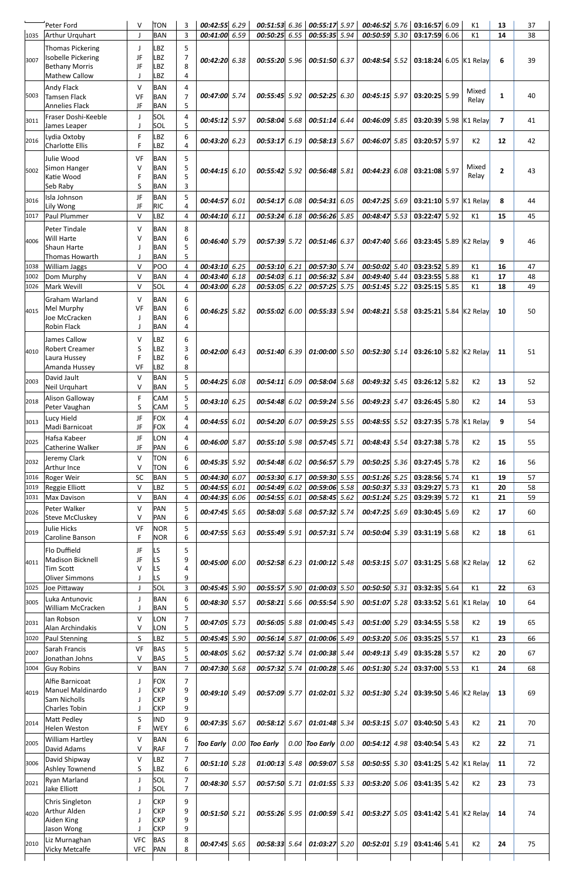| No | Name | Cat | Club | Div | Leg 1 | Spd | Leg 2 | Spd | Leg 3 | Spd | Leg 4 | Spd | Total | Spd | Class | Pos | Overall |
|---|---|---|---|---|---|---|---|---|---|---|---|---|---|---|---|---|---|
| | Peter Ford | V | TON | 3 | 00:42:55 | 6.29 | 00:51:53 | 6.36 | 00:55:17 | 5.97 | 00:46:52 | 5.76 | 03:16:57 | 6.09 | K1 | 13 | 37 |
| 1035 | Arthur Urquhart | J | BAN | 3 | 00:41:00 | 6.59 | 00:50:25 | 6.55 | 00:55:35 | 5.94 | 00:50:59 | 5.30 | 03:17:59 | 6.06 | K1 | 14 | 38 |
| 3007 | Thomas Pickering<br>Isobelle Pickering<br>Bethany Morris<br>Mathew Callow | J<br>JF<br>JF<br>J | LBZ<br>LBZ<br>LBZ<br>LBZ | 5<br>7<br>8<br>4 | 00:42:20 | 6.38 | 00:55:20 | 5.96 | 00:51:50 | 6.37 | 00:48:54 | 5.52 | 03:18:24 | 6.05 | K1 Relay | 6 | 39 |
| 5003 | Andy Flack<br>Tamsen Flack<br>Annelies Flack | V<br>VF<br>JF | BAN<br>BAN<br>BAN | 4<br>7<br>5 | 00:47:00 | 5.74 | 00:55:45 | 5.92 | 00:52:25 | 6.30 | 00:45:15 | 5.97 | 03:20:25 | 5.99 | Mixed Relay | 1 | 40 |
| 3011 | Fraser Doshi-Keeble<br>James Leaper | J<br>J | SOL<br>SOL | 4<br>5 | 00:45:12 | 5.97 | 00:58:04 | 5.68 | 00:51:14 | 6.44 | 00:46:09 | 5.85 | 03:20:39 | 5.98 | K1 Relay | 7 | 41 |
| 2016 | Lydia Oxtoby<br>Charlotte Ellis | F<br>F | LBZ<br>LBZ | 6<br>4 | 00:43:20 | 6.23 | 00:53:17 | 6.19 | 00:58:13 | 5.67 | 00:46:07 | 5.85 | 03:20:57 | 5.97 | K2 | 12 | 42 |
| 5002 | Julie Wood<br>Simon Hanger<br>Katie Wood<br>Seb Raby | VF<br>V<br>F<br>S | BAN<br>BAN<br>BAN<br>BAN | 5<br>5<br>5<br>3 | 00:44:15 | 6.10 | 00:55:42 | 5.92 | 00:56:48 | 5.81 | 00:44:23 | 6.08 | 03:21:08 | 5.97 | Mixed Relay | 2 | 43 |
| 3016 | Isla Johnson<br>Lily Wong | JF<br>JF | BAN<br>RIC | 5<br>4 | 00:44:57 | 6.01 | 00:54:17 | 6.08 | 00:54:31 | 6.05 | 00:47:25 | 5.69 | 03:21:10 | 5.97 | K1 Relay | 8 | 44 |
| 1017 | Paul Plummer | V | LBZ | 4 | 00:44:10 | 6.11 | 00:53:24 | 6.18 | 00:56:26 | 5.85 | 00:48:47 | 5.53 | 03:22:47 | 5.92 | K1 | 15 | 45 |
| 4006 | Peter Tindale<br>Will Harte<br>Shaun Harte<br>Thomas Howarth | V<br>V<br>J<br>J | BAN<br>BAN<br>BAN<br>BAN | 8<br>6<br>5<br>5 | 00:46:40 | 5.79 | 00:57:39 | 5.72 | 00:51:46 | 6.37 | 00:47:40 | 5.66 | 03:23:45 | 5.89 | K2 Relay | 9 | 46 |
| 1038 | William Jaggs | V | POO | 4 | 00:43:10 | 6.25 | 00:53:10 | 6.21 | 00:57:30 | 5.74 | 00:50:02 | 5.40 | 03:23:52 | 5.89 | K1 | 16 | 47 |
| 1002 | Dom Murphy | V | BAN | 4 | 00:43:40 | 6.18 | 00:54:03 | 6.11 | 00:56:32 | 5.84 | 00:49:40 | 5.44 | 03:23:55 | 5.88 | K1 | 17 | 48 |
| 1026 | Mark Wevill | V | SOL | 4 | 00:43:00 | 6.28 | 00:53:05 | 6.22 | 00:57:25 | 5.75 | 00:51:45 | 5.22 | 03:25:15 | 5.85 | K1 | 18 | 49 |
| 4015 | Graham Warland<br>Mel Murphy<br>Joe McCracken<br>Robin Flack | V<br>VF<br>J<br>J | BAN<br>BAN<br>BAN<br>BAN | 6<br>6<br>6<br>4 | 00:46:25 | 5.82 | 00:55:02 | 6.00 | 00:55:33 | 5.94 | 00:48:21 | 5.58 | 03:25:21 | 5.84 | K2 Relay | 10 | 50 |
| 4010 | James Callow<br>Robert Creamer<br>Laura Hussey<br>Amanda Hussey | V<br>S<br>F<br>VF | LBZ<br>LBZ<br>LBZ<br>LBZ | 6<br>3<br>6<br>8 | 00:42:00 | 6.43 | 00:51:40 | 6.39 | 01:00:00 | 5.50 | 00:52:30 | 5.14 | 03:26:10 | 5.82 | K2 Relay | 11 | 51 |
| 2003 | David Jault<br>Neil Urquhart | V<br>V | BAN<br>BAN | 5<br>5 | 00:44:25 | 6.08 | 00:54:11 | 6.09 | 00:58:04 | 5.68 | 00:49:32 | 5.45 | 03:26:12 | 5.82 | K2 | 13 | 52 |
| 2018 | Alison Galloway<br>Peter Vaughan | F<br>S | CAM<br>CAM | 5<br>5 | 00:43:10 | 6.25 | 00:54:48 | 6.02 | 00:59:24 | 5.56 | 00:49:23 | 5.47 | 03:26:45 | 5.80 | K2 | 14 | 53 |
| 3013 | Lucy Hield<br>Madi Barnicoat | JF<br>JF | FOX<br>FOX | 4<br>4 | 00:44:55 | 6.01 | 00:54:20 | 6.07 | 00:59:25 | 5.55 | 00:48:55 | 5.52 | 03:27:35 | 5.78 | K1 Relay | 9 | 54 |
| 2025 | Hafsa Kabeer<br>Catherine Walker | JF<br>JF | LON<br>PAN | 4<br>6 | 00:46:00 | 5.87 | 00:55:10 | 5.98 | 00:57:45 | 5.71 | 00:48:43 | 5.54 | 03:27:38 | 5.78 | K2 | 15 | 55 |
| 2032 | Jeremy Clark<br>Arthur Ince | V<br>V | TON<br>TON | 6<br>6 | 00:45:35 | 5.92 | 00:54:48 | 6.02 | 00:56:57 | 5.79 | 00:50:25 | 5.36 | 03:27:45 | 5.78 | K2 | 16 | 56 |
| 1016 | Roger Weir | SC | BAN | 5 | 00:44:30 | 6.07 | 00:53:30 | 6.17 | 00:59:30 | 5.55 | 00:51:26 | 5.25 | 03:28:56 | 5.74 | K1 | 19 | 57 |
| 1019 | Reggie Elliott | V | LBZ | 5 | 00:44:55 | 6.01 | 00:54:49 | 6.02 | 00:59:06 | 5.58 | 00:50:37 | 5.33 | 03:29:27 | 5.73 | K1 | 20 | 58 |
| 1031 | Max Davison | V | BAN | 4 | 00:44:35 | 6.06 | 00:54:55 | 6.01 | 00:58:45 | 5.62 | 00:51:24 | 5.25 | 03:29:39 | 5.72 | K1 | 21 | 59 |
| 2026 | Peter Walker<br>Steve McCluskey | V<br>V | PAN<br>PAN | 5<br>6 | 00:47:45 | 5.65 | 00:58:03 | 5.68 | 00:57:32 | 5.74 | 00:47:25 | 5.69 | 03:30:45 | 5.69 | K2 | 17 | 60 |
| 2019 | Julie Hicks<br>Caroline Banson | VF<br>F | NOR<br>NOR | 5<br>6 | 00:47:55 | 5.63 | 00:55:49 | 5.91 | 00:57:31 | 5.74 | 00:50:04 | 5.39 | 03:31:19 | 5.68 | K2 | 18 | 61 |
| 4011 | Flo Duffield<br>Madison Bicknell<br>Tim Scott<br>Oliver Simmons | JF<br>JF<br>V<br>J | LS<br>LS<br>LS<br>LS | 5<br>9<br>4<br>9 | 00:45:00 | 6.00 | 00:52:58 | 6.23 | 01:00:12 | 5.48 | 00:53:15 | 5.07 | 03:31:25 | 5.68 | K2 Relay | 12 | 62 |
| 1025 | Joe Pittaway | J | SOL | 3 | 00:45:45 | 5.90 | 00:55:57 | 5.90 | 01:00:03 | 5.50 | 00:50:50 | 5.31 | 03:32:35 | 5.64 | K1 | 22 | 63 |
| 3005 | Luka Antunovic<br>William McCracken | J<br>J | BAN<br>BAN | 6<br>5 | 00:48:30 | 5.57 | 00:58:21 | 5.66 | 00:55:54 | 5.90 | 00:51:07 | 5.28 | 03:33:52 | 5.61 | K1 Relay | 10 | 64 |
| 2031 | Ian Robson<br>Alan Archindakis | V<br>V | LON<br>LON | 7<br>5 | 00:47:05 | 5.73 | 00:56:05 | 5.88 | 01:00:45 | 5.43 | 00:51:00 | 5.29 | 03:34:55 | 5.58 | K2 | 19 | 65 |
| 1020 | Paul Stenning | S | LBZ | 5 | 00:45:45 | 5.90 | 00:56:14 | 5.87 | 01:00:06 | 5.49 | 00:53:20 | 5.06 | 03:35:25 | 5.57 | K1 | 23 | 66 |
| 2007 | Sarah Francis<br>Jonathan Johns | VF<br>V | BAS<br>BAS | 5<br>5 | 00:48:05 | 5.62 | 00:57:32 | 5.74 | 01:00:38 | 5.44 | 00:49:13 | 5.49 | 03:35:28 | 5.57 | K2 | 20 | 67 |
| 1004 | Guy Robins | V | BAN | 7 | 00:47:30 | 5.68 | 00:57:32 | 5.74 | 01:00:28 | 5.46 | 00:51:30 | 5.24 | 03:37:00 | 5.53 | K1 | 24 | 68 |
| 4019 | Alfie Barnicoat<br>Manuel Maldinardo<br>Sam Nicholls<br>Charles Tobin | J<br>J<br>J<br>J | FOX<br>CKP<br>CKP<br>CKP | 7<br>9<br>9<br>9 | 00:49:10 | 5.49 | 00:57:09 | 5.77 | 01:02:01 | 5.32 | 00:51:30 | 5.24 | 03:39:50 | 5.46 | K2 Relay | 13 | 69 |
| 2014 | Matt Pedley<br>Helen Weston | S<br>F | IND<br>WEY | 9<br>6 | 00:47:35 | 5.67 | 00:58:12 | 5.67 | 01:01:48 | 5.34 | 00:53:15 | 5.07 | 03:40:50 | 5.43 | K2 | 21 | 70 |
| 2005 | William Hartley<br>David Adams | V<br>V | BAN<br>RAF | 6<br>7 | Too Early | 0.00 | Too Early | 0.00 | Too Early | 0.00 | 00:54:12 | 4.98 | 03:40:54 | 5.43 | K2 | 22 | 71 |
| 3006 | David Shipway<br>Ashley Townend | V<br>S | LBZ<br>LBZ | 7<br>6 | 00:51:10 | 5.28 | 01:00:13 | 5.48 | 00:59:07 | 5.58 | 00:50:55 | 5.30 | 03:41:25 | 5.42 | K1 Relay | 11 | 72 |
| 2021 | Ryan Marland<br>Jake Elliott | J<br>J | SOL<br>SOL | 7<br>7 | 00:48:30 | 5.57 | 00:57:50 | 5.71 | 01:01:55 | 5.33 | 00:53:20 | 5.06 | 03:41:35 | 5.42 | K2 | 23 | 73 |
| 4020 | Chris Singleton<br>Arthur Alden<br>Aiden King<br>Jason Wong | J<br>J<br>J<br>J | CKP<br>CKP<br>CKP<br>CKP | 9<br>9<br>9<br>9 | 00:51:50 | 5.21 | 00:55:26 | 5.95 | 01:00:59 | 5.41 | 00:53:27 | 5.05 | 03:41:42 | 5.41 | K2 Relay | 14 | 74 |
| 2010 | Liz Murnaghan<br>Vicky Metcalfe | VFC<br>VFC | BAS<br>PAN | 8<br>8 | 00:47:45 | 5.65 | 00:58:33 | 5.64 | 01:03:27 | 5.20 | 00:52:01 | 5.19 | 03:41:46 | 5.41 | K2 | 24 | 75 |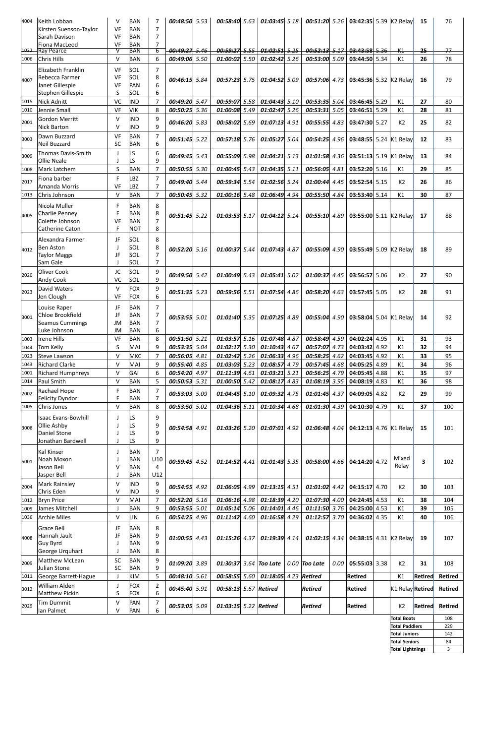| | | | | | | | | | | | | | | | | | |
|---|---|---|---|---|---|---|---|---|---|---|---|---|---|---|---|---|---|
| 4004 | Keith Lobban<br>Kirsten Suenson-Taylor<br>Sarah Davison<br>Fiona MacLeod | V<br>VF<br>VF<br>VF | BAN<br>BAN<br>BAN<br>BAN | 7<br>7<br>7<br>7 | *00:48:50* | *5.53* | *00:58:40* | *5.63* | *01:03:45* | *5.18* | *00:51:20* | *5.26* | **03:42:35** | 5.39 | K2 Relay | **15** | 76 |
| 1032 | ~~Ray Pearce~~ | ~~V~~ | ~~BAN~~ | ~~6~~ | ~~*00:49:27*~~ | ~~*5.46*~~ | ~~*00:59:27*~~ | ~~*5.55*~~ | ~~*01:02:51*~~ | ~~*5.25*~~ | ~~*00:52:13*~~ | ~~*5.17*~~ | ~~**03:43:58**~~ | ~~5.36~~ | ~~K1~~ | ~~**25**~~ | ~~77~~ |
| 1006 | Chris Hills | V | BAN | 6 | *00:49:06* | *5.50* | *01:00:02* | *5.50* | *01:02:42* | *5.26* | *00:53:00* | *5.09* | **03:44:50** | 5.34 | K1 | **26** | 78 |
| 4007 | Elizabeth Franklin<br>Rebecca Farmer<br>Janet Gillespie<br>Stephen Gillespie | VF<br>VF<br>VF<br>S | SOL<br>SOL<br>PAN<br>SOL | 7<br>8<br>6<br>6 | *00:46:15* | *5.84* | *00:57:23* | *5.75* | *01:04:52* | *5.09* | *00:57:06* | *4.73* | **03:45:36** | 5.32 | K2 Relay | **16** | 79 |
| 1015 | Nick Adnitt | VC | IND | 7 | *00:49:20* | *5.47* | *00:59:07* | *5.58* | *01:04:43* | *5.10* | *00:53:35* | *5.04* | **03:46:45** | 5.29 | K1 | **27** | 80 |
| 1010 | Jennie Small | VF | VIK | 8 | *00:50:25* | *5.36* | *01:00:08* | *5.49* | *01:02:47* | *5.26* | *00:53:31* | *5.05* | **03:46:51** | 5.29 | K1 | **28** | 81 |
| 2001 | Gordon Merritt<br>Nick Barton | V<br>V | IND<br>IND | 9<br>9 | *00:46:20* | *5.83* | *00:58:02* | *5.69* | *01:07:13* | *4.91* | *00:55:55* | *4.83* | **03:47:30** | 5.27 | K2 | **25** | 82 |
| 3003 | Dawn Buzzard<br>Neil Buzzard | VF<br>SC | BAN<br>BAN | 7<br>6 | *00:51:45* | *5.22* | *00:57:18* | *5.76* | *01:05:27* | *5.04* | *00:54:25* | *4.96* | **03:48:55** | 5.24 | K1 Relay | **12** | 83 |
| 3009 | Thomas Davis-Smith<br>Ollie Neale | J<br>J | LS<br>LS | 6<br>9 | *00:49:45* | *5.43* | *00:55:09* | *5.98* | *01:04:21* | *5.13* | *01:01:58* | *4.36* | **03:51:13** | 5.19 | K1 Relay | **13** | 84 |
| 1008 | Mark Latchem | S | BAN | 7 | *00:50:55* | *5.30* | *01:00:45* | *5.43* | *01:04:35* | *5.11* | *00:56:05* | *4.81* | **03:52:20** | 5.16 | K1 | **29** | 85 |
| 2017 | Fiona barber<br>Amanda Morris | F<br>VF | LBZ<br>LBZ | 7<br>7 | *00:49:40* | *5.44* | *00:59:34* | *5.54* | *01:02:56* | *5.24* | *01:00:44* | *4.45* | **03:52:54** | 5.15 | K2 | **26** | 86 |
| 1013 | Chris Johnson | V | BAN | 7 | *00:50:45* | *5.32* | *01:00:16* | *5.48* | *01:06:49* | *4.94* | *00:55:50* | *4.84* | **03:53:40** | 5.14 | K1 | **30** | 87 |
| 4005 | Nicola Muller<br>Charlie Penney<br>Colette Johnson<br>Catherine Caton | F<br>F<br>VF<br>F | BAN<br>BAN<br>BAN<br>NOT | 8<br>8<br>7<br>8 | *00:51:45* | *5.22* | *01:03:53* | *5.17* | *01:04:12* | *5.14* | *00:55:10* | *4.89* | **03:55:00** | 5.11 | K2 Relay | **17** | 88 |
| 4012 | Alexandra Farmer<br>Ben Aston<br>Taylor Maggs<br>Sam Gale | JF<br>J<br>JF<br>J | SOL<br>SOL<br>SOL<br>SOL | 8<br>8<br>7<br>7 | *00:52:20* | *5.16* | *01:00:37* | *5.44* | *01:07:43* | *4.87* | *00:55:09* | *4.90* | **03:55:49** | 5.09 | K2 Relay | **18** | 89 |
| 2020 | Oliver Cook<br>Andy Cook | JC<br>VC | SOL<br>SOL | 9<br>9 | *00:49:50* | *5.42* | *01:00:49* | *5.43* | *01:05:41* | *5.02* | *01:00:37* | *4.45* | **03:56:57** | 5.06 | K2 | **27** | 90 |
| 2023 | David Waters<br>Jen Clough | V<br>VF | FOX<br>FOX | 9<br>6 | *00:51:35* | *5.23* | *00:59:56* | *5.51* | *01:07:54* | *4.86* | *00:58:20* | *4.63* | **03:57:45** | 5.05 | K2 | **28** | 91 |
| 3001 | Louise Raper<br>Chloe Brookfield<br>Seamus Cummings<br>Luke Johnson | JF<br>JF<br>JM<br>JM | BAN<br>BAN<br>BAN<br>BAN | 7<br>7<br>7<br>6 | *00:53:55* | *5.01* | *01:01:40* | *5.35* | *01:07:25* | *4.89* | *00:55:04* | *4.90* | **03:58:04** | 5.04 | K1 Relay | **14** | 92 |
| 1003 | Irene Hills | VF | BAN | 8 | *00:51:50* | *5.21* | *01:03:57* | *5.16* | *01:07:48* | *4.87* | *00:58:49* | *4.59* | **04:02:24** | 4.95 | K1 | **31** | 93 |
| 1044 | Tom Kelly | S | MAI | 9 | *00:53:35* | *5.04* | *01:02:17* | *5.30* | *01:10:43* | *4.67* | *00:57:07* | *4.73* | **04:03:42** | 4.92 | K1 | **32** | 94 |
| 1023 | Steve Lawson | V | MKC | 7 | *00:56:05* | *4.81* | *01:02:42* | *5.26* | *01:06:33* | *4.96* | *00:58:25* | *4.62* | **04:03:45** | 4.92 | K1 | **33** | 95 |
| 1043 | Richard Clarke | V | MAI | 9 | *00:55:40* | *4.85* | *01:03:03* | *5.23* | *01:08:57* | *4.79* | *00:57:45* | *4.68* | **04:05:25** | 4.89 | K1 | **34** | 96 |
| 1001 | Richard Humphreys | V | GAI | 6 | *00:54:20* | *4.97* | *01:11:39* | *4.61* | *01:03:21* | *5.21* | *00:56:25* | *4.79* | **04:05:45** | 4.88 | K1 | **35** | 97 |
| 1014 | Paul Smith | V | BAN | 5 | *00:50:53* | *5.31* | *01:00:50* | *5.42* | *01:08:17* | *4.83* | *01:08:19* | *3.95* | **04:08:19** | 4.83 | K1 | **36** | 98 |
| 2002 | Rachael Hope<br>Felicity Dyndor | F<br>F | BAN<br>BAN | 7<br>7 | *00:53:03* | *5.09* | *01:04:45* | *5.10* | *01:09:32* | *4.75* | *01:01:45* | *4.37* | **04:09:05** | 4.82 | K2 | **29** | 99 |
| 1005 | Chris Jones | V | BAN | 8 | *00:53:50* | *5.02* | *01:04:36* | *5.11* | *01:10:34* | *4.68* | *01:01:30* | *4.39* | **04:10:30** | 4.79 | K1 | **37** | 100 |
| 3008 | Isaac Evans-Bowhill<br>Ollie Ashby<br>Daniel Stone<br>Jonathan Bardwell | J<br>J<br>J<br>J | LS<br>LS<br>LS<br>LS | 9<br>9<br>9<br>9 | *00:54:58* | *4.91* | *01:03:26* | *5.20* | *01:07:01* | *4.92* | *01:06:48* | *4.04* | **04:12:13** | 4.76 | K1 Relay | **15** | 101 |
| 5001 | Kal Kinser<br>Noah Moxon<br>Jason Bell<br>Jasper Bell | J<br>J<br>V<br>J | BAN<br>BAN<br>BAN<br>BAN | 7<br>U10<br>4<br>U12 | *00:59:45* | *4.52* | *01:14:52* | *4.41* | *01:01:43* | *5.35* | *00:58:00* | *4.66* | **04:14:20** | 4.72 | Mixed Relay | **3** | 102 |
| 2004 | Mark Rainsley<br>Chris Eden | V<br>V | IND<br>IND | 9<br>9 | *00:54:55* | *4.92* | *01:06:05* | *4.99* | *01:13:15* | *4.51* | *01:01:02* | *4.42* | **04:15:17** | 4.70 | K2 | **30** | 103 |
| 1012 | Bryn Price | V | MAI | 7 | *00:52:20* | *5.16* | *01:06:16* | *4.98* | *01:18:39* | *4.20* | *01:07:30* | *4.00* | **04:24:45** | 4.53 | K1 | **38** | 104 |
| 1009 | James Mitchell | J | BAN | 9 | *00:53:55* | *5.01* | *01:05:14* | *5.06* | *01:14:01* | *4.46* | *01:11:50* | *3.76* | **04:25:00** | 4.53 | K1 | **39** | 105 |
| 1036 | Archie Miles | V | LIN | 6 | *00:54:25* | *4.96* | *01:11:42* | *4.60* | *01:16:58* | *4.29* | *01:12:57* | *3.70* | **04:36:02** | 4.35 | K1 | **40** | 106 |
| 4008 | Grace Bell<br>Hannah Jault<br>Guy Byrd<br>George Urquhart | JF<br>JF<br>J<br>J | BAN<br>BAN<br>BAN<br>BAN | 8<br>9<br>9<br>8 | *01:00:55* | *4.43* | *01:15:26* | *4.37* | *01:19:39* | *4.14* | *01:02:15* | *4.34* | **04:38:15** | 4.31 | K2 Relay | **19** | 107 |
| 2009 | Matthew McLean<br>Julian Stone | SC<br>SC | BAN<br>BAN | 9<br>9 | *01:09:20* | *3.89* | *01:30:37* | *3.64* | *Too Late* | *0.00* | *Too Late* | *0.00* | **05:55:03** | 3.38 | K2 | **31** | 108 |
| 1011 | George Barrett-Hague | J | KIM | 5 | *00:48:10* | *5.61* | *00:58:55* | *5.60* | *01:18:05* | *4.23* | *Retired* | | **Retired** | | K1 | **Retired** | **Retired** |
| 3012 | ~~William Alden~~<br>Matthew Pickin | J<br>S | FOX<br>FOX | 2<br>6 | *00:45:40* | *5.91* | *00:58:13* | *5.67* | *Retired* | | *Retired* | | **Retired** | | K1 Relay | **Retired** | **Retired** |
| 2029 | Tim Dummit<br>Ian Palmet | V<br>V | PAN<br>PAN | 7<br>6 | *00:53:05* | *5.09* | *01:03:15* | *5.22* | *Retired* | | *Retired* | | **Retired** | | K2 | **Retired** | **Retired** |

| | |
|---|---|
| **Total Boats** | 108 |
| **Total Paddlers** | 229 |
| **Total Juniors** | 142 |
| **Total Seniors** | 84 |
| **Total Lightnings** | 3 |